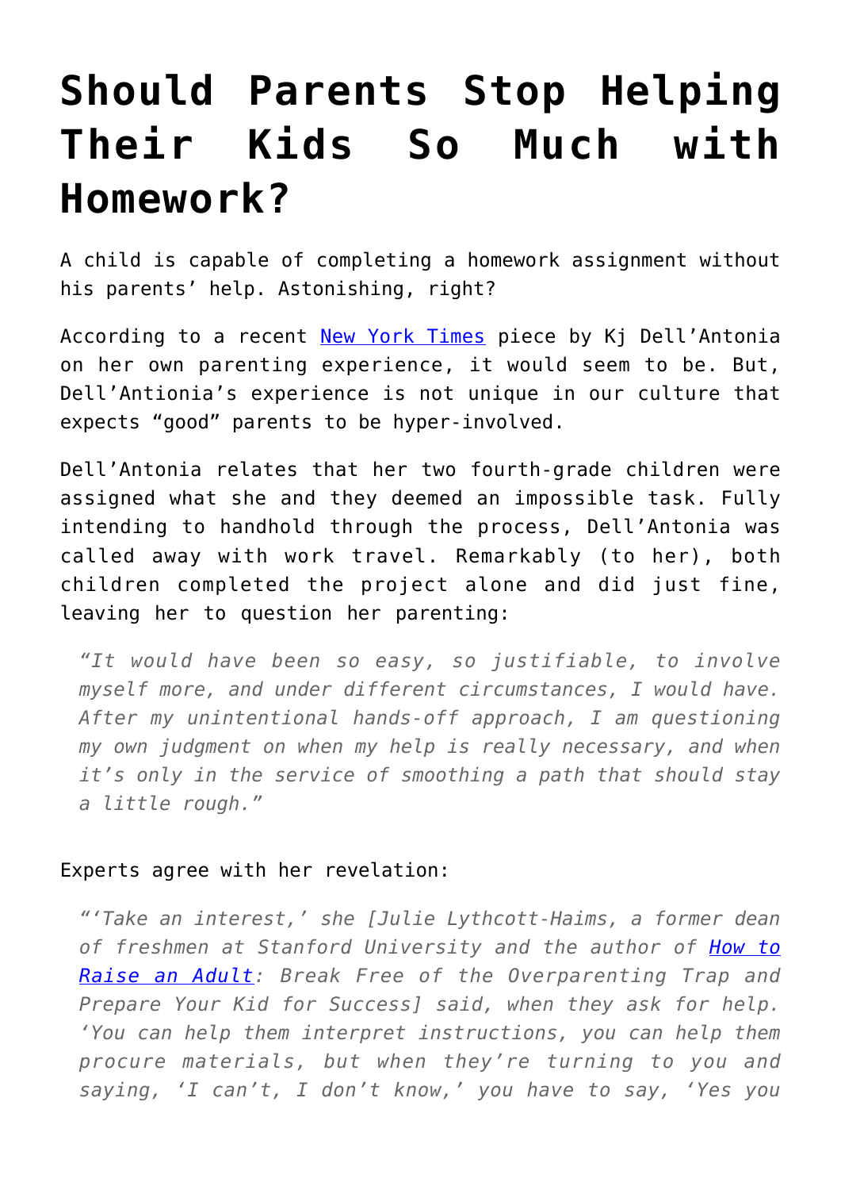# Should Parents Stop Helping Their Kids So Much with Homework?

A child is capable of completing a homework assignment without his parents' help. Astonishing, right?

According to a recent [New York Times](#) piece by Kj Dell'Antonia on her own parenting experience, it would seem to be. But, Dell'Antonia's experience is not unique in our culture that expects "good" parents to be hyper-involved.

Dell'Antonia relates that her two fourth-grade children were assigned what she and they deemed an impossible task. Fully intending to handhold through the process, Dell'Antonia was called away with work travel. Remarkably (to her), both children completed the project alone and did just fine, leaving her to question her parenting:

> *"It would have been so easy, so justifiable, to involve myself more, and under different circumstances, I would have. After my unintentional hands-off approach, I am questioning my own judgment on when my help is really necessary, and when it's only in the service of smoothing a path that should stay a little rough."*

Experts agree with her revelation:

> *"'Take an interest,' she [Julie Lythcott-Haims, a former dean of freshmen at Stanford University and the author of [How to Raise an Adult](#): Break Free of the Overparenting Trap and Prepare Your Kid for Success] said, when they ask for help. 'You can help them interpret instructions, you can help them procure materials, but when they're turning to you and saying, 'I can't, I don't know,' you have to say, 'Yes you*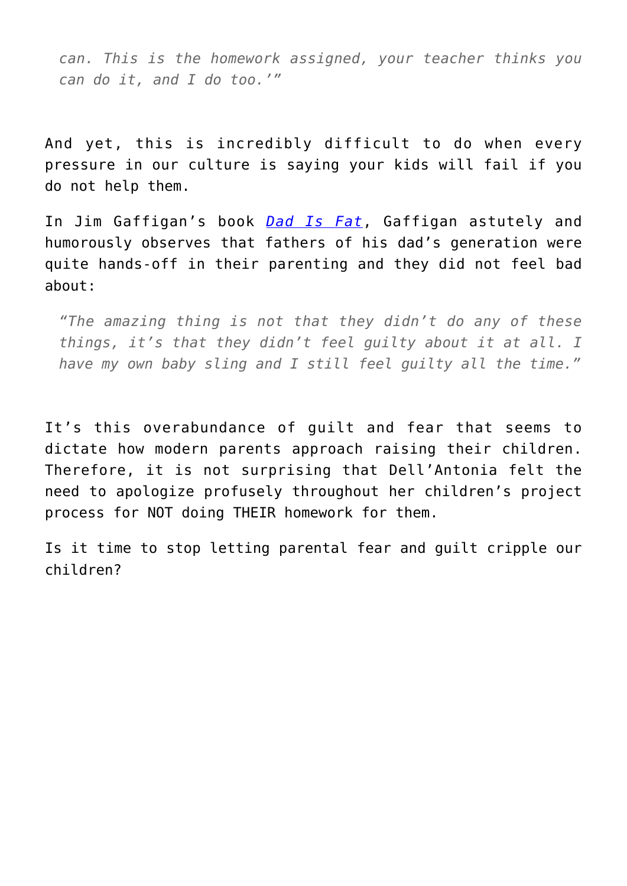> *can. This is the homework assigned, your teacher thinks you can do it, and I do too.'"*

And yet, this is incredibly difficult to do when every pressure in our culture is saying your kids will fail if you do not help them.

In Jim Gaffigan's book *Dad Is Fat*, Gaffigan astutely and humorously observes that fathers of his dad's generation were quite hands-off in their parenting and they did not feel bad about:

> *"The amazing thing is not that they didn't do any of these things, it's that they didn't feel guilty about it at all. I have my own baby sling and I still feel guilty all the time."*

It's this overabundance of guilt and fear that seems to dictate how modern parents approach raising their children. Therefore, it is not surprising that Dell'Antonia felt the need to apologize profusely throughout her children's project process for NOT doing THEIR homework for them.

Is it time to stop letting parental fear and guilt cripple our children?